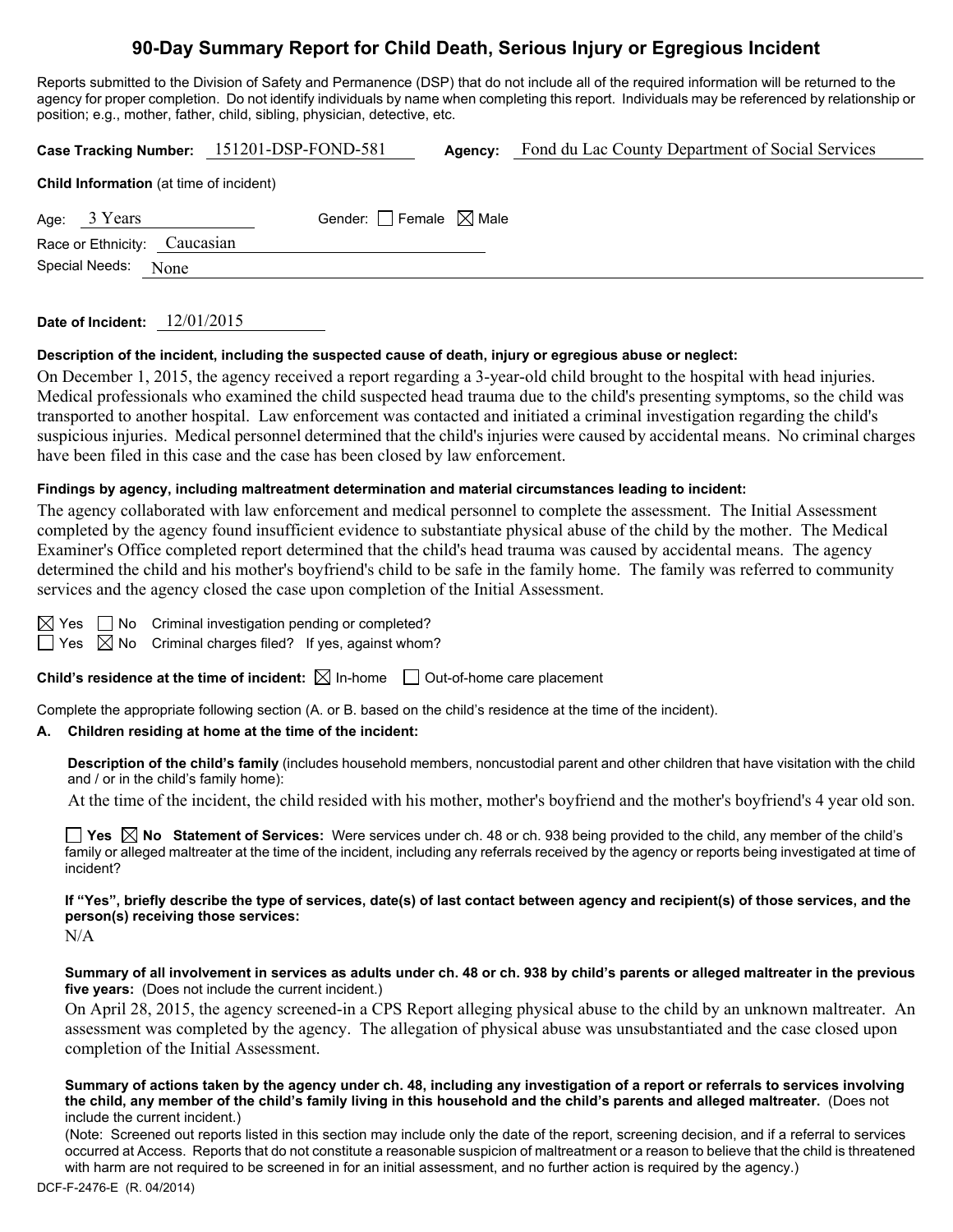# 90-Day Summary Report for Child Death, Serious Injury or Egregious Incident

Reports submitted to the Division of Safety and Permanence (DSP) that do not include all of the required information will be returned to the agency for proper completion. Do not identify individuals by name when completing this report. Individuals may be referenced by relationship or position; e.g., mother, father, child, sibling, physician, detective, etc.

**Case Tracking Number:** 151201-DSP-FOND-581 **Agency:** Fond du Lac County Department of Social Services

**Child Information** (at time of incident)

Age: 3 Years Gender: ☐ Female ☒ Male

Race or Ethnicity: Caucasian

Special Needs: None

**Date of Incident:** 12/01/2015

**Description of the incident, including the suspected cause of death, injury or egregious abuse or neglect:**

On December 1, 2015, the agency received a report regarding a 3-year-old child brought to the hospital with head injuries. Medical professionals who examined the child suspected head trauma due to the child's presenting symptoms, so the child was transported to another hospital. Law enforcement was contacted and initiated a criminal investigation regarding the child's suspicious injuries. Medical personnel determined that the child's injuries were caused by accidental means. No criminal charges have been filed in this case and the case has been closed by law enforcement.

**Findings by agency, including maltreatment determination and material circumstances leading to incident:**

The agency collaborated with law enforcement and medical personnel to complete the assessment. The Initial Assessment completed by the agency found insufficient evidence to substantiate physical abuse of the child by the mother. The Medical Examiner's Office completed report determined that the child's head trauma was caused by accidental means. The agency determined the child and his mother's boyfriend's child to be safe in the family home. The family was referred to community services and the agency closed the case upon completion of the Initial Assessment.

☒ Yes ☐ No Criminal investigation pending or completed?

☐ Yes ☒ No Criminal charges filed? If yes, against whom?

**Child's residence at the time of incident:** ☒ In-home ☐ Out-of-home care placement

Complete the appropriate following section (A. or B. based on the child's residence at the time of the incident).

**A. Children residing at home at the time of the incident:**

**Description of the child's family** (includes household members, noncustodial parent and other children that have visitation with the child and / or in the child's family home):

At the time of the incident, the child resided with his mother, mother's boyfriend and the mother's boyfriend's 4 year old son.

☐ **Yes** ☒ **No Statement of Services:** Were services under ch. 48 or ch. 938 being provided to the child, any member of the child's family or alleged maltreater at the time of the incident, including any referrals received by the agency or reports being investigated at time of incident?

**If "Yes", briefly describe the type of services, date(s) of last contact between agency and recipient(s) of those services, and the person(s) receiving those services:**

N/A

**Summary of all involvement in services as adults under ch. 48 or ch. 938 by child's parents or alleged maltreater in the previous five years:** (Does not include the current incident.)

On April 28, 2015, the agency screened-in a CPS Report alleging physical abuse to the child by an unknown maltreater. An assessment was completed by the agency. The allegation of physical abuse was unsubstantiated and the case closed upon completion of the Initial Assessment.

**Summary of actions taken by the agency under ch. 48, including any investigation of a report or referrals to services involving the child, any member of the child's family living in this household and the child's parents and alleged maltreater.** (Does not include the current incident.)

(Note: Screened out reports listed in this section may include only the date of the report, screening decision, and if a referral to services occurred at Access. Reports that do not constitute a reasonable suspicion of maltreatment or a reason to believe that the child is threatened with harm are not required to be screened in for an initial assessment, and no further action is required by the agency.)

DCF-F-2476-E (R. 04/2014)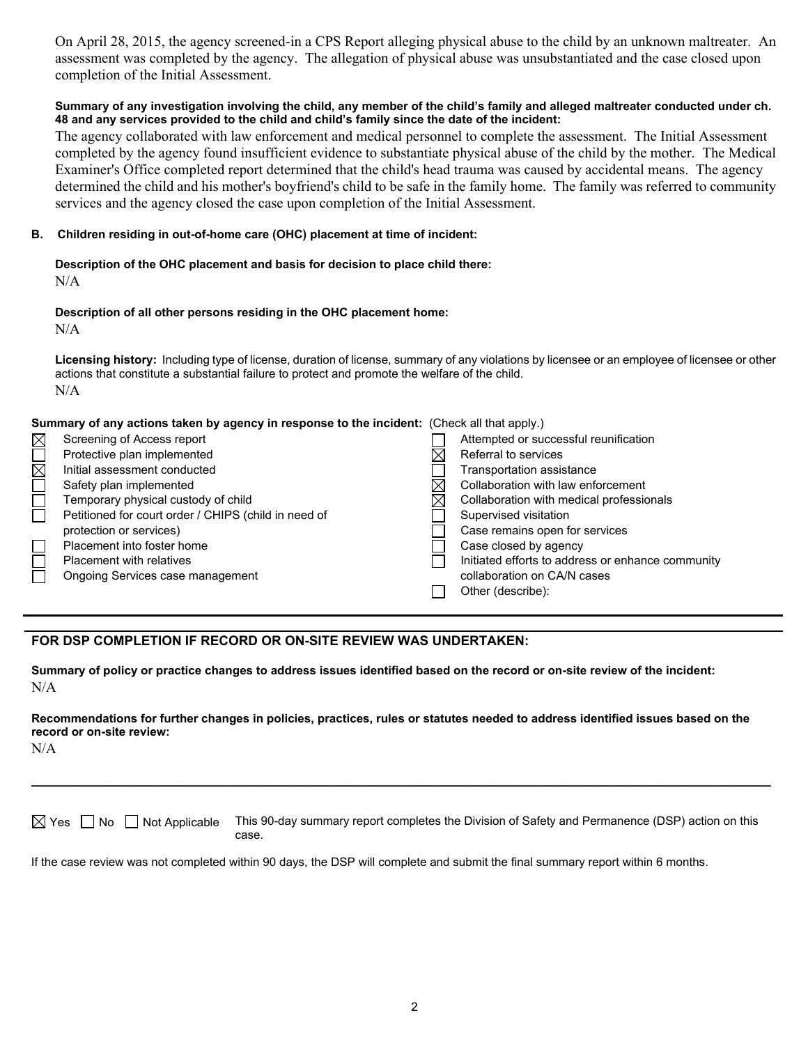On April 28, 2015, the agency screened-in a CPS Report alleging physical abuse to the child by an unknown maltreater. An assessment was completed by the agency. The allegation of physical abuse was unsubstantiated and the case closed upon completion of the Initial Assessment.

**Summary of any investigation involving the child, any member of the child's family and alleged maltreater conducted under ch. 48 and any services provided to the child and child's family since the date of the incident:**

The agency collaborated with law enforcement and medical personnel to complete the assessment. The Initial Assessment completed by the agency found insufficient evidence to substantiate physical abuse of the child by the mother. The Medical Examiner's Office completed report determined that the child's head trauma was caused by accidental means. The agency determined the child and his mother's boyfriend's child to be safe in the family home. The family was referred to community services and the agency closed the case upon completion of the Initial Assessment.

**B. Children residing in out-of-home care (OHC) placement at time of incident:**

**Description of the OHC placement and basis for decision to place child there:**

N/A

**Description of all other persons residing in the OHC placement home:**

N/A

**Licensing history:** Including type of license, duration of license, summary of any violations by licensee or an employee of licensee or other actions that constitute a substantial failure to protect and promote the welfare of the child.

N/A

**Summary of any actions taken by agency in response to the incident:** (Check all that apply.)

- ☒ Screening of Access report
- ☐ Protective plan implemented
- ☒ Initial assessment conducted
- ☐ Safety plan implemented
- ☐ Temporary physical custody of child
- ☐ Petitioned for court order / CHIPS (child in need of protection or services)
- ☐ Placement into foster home
- ☐ Placement with relatives
- ☐ Ongoing Services case management
- ☐ Attempted or successful reunification
- ☒ Referral to services
- ☐ Transportation assistance
- ☒ Collaboration with law enforcement
- ☒ Collaboration with medical professionals
- ☐ Supervised visitation
- ☐ Case remains open for services
- ☐ Case closed by agency
- ☐ Initiated efforts to address or enhance community collaboration on CA/N cases
- ☐ Other (describe):

---

## FOR DSP COMPLETION IF RECORD OR ON-SITE REVIEW WAS UNDERTAKEN:

**Summary of policy or practice changes to address issues identified based on the record or on-site review of the incident:**

N/A

**Recommendations for further changes in policies, practices, rules or statutes needed to address identified issues based on the record or on-site review:**

N/A

---

☒ Yes ☐ No ☐ Not Applicable This 90-day summary report completes the Division of Safety and Permanence (DSP) action on this case.

If the case review was not completed within 90 days, the DSP will complete and submit the final summary report within 6 months.